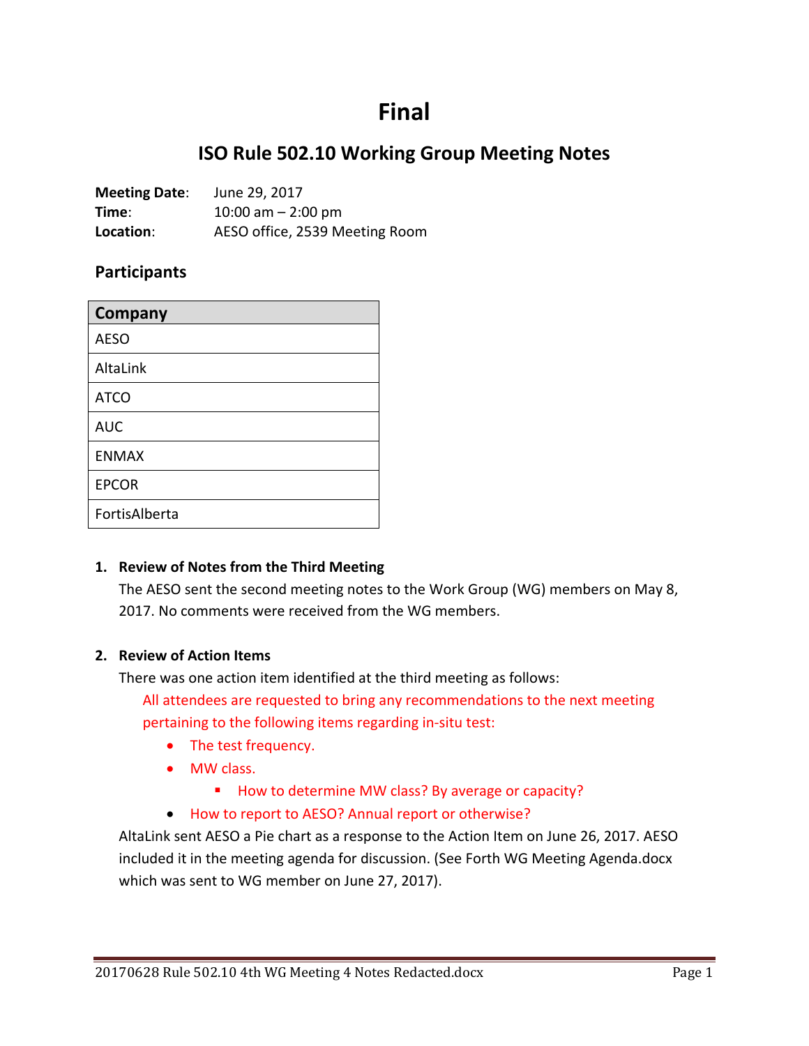# Final

## ISO Rule 502.10 Working Group Meeting Notes

**Meeting Date**: June 29, 2017
**Time**: 10:00 am – 2:00 pm
**Location**: AESO office, 2539 Meeting Room

### Participants

| Company |
|---|
| AESO |
| AltaLink |
| ATCO |
| AUC |
| ENMAX |
| EPCOR |
| FortisAlberta |

1. **Review of Notes from the Third Meeting**

   The AESO sent the second meeting notes to the Work Group (WG) members on May 8, 2017. No comments were received from the WG members.

2. **Review of Action Items**

   There was one action item identified at the third meeting as follows:

   All attendees are requested to bring any recommendations to the next meeting pertaining to the following items regarding in-situ test:

   - The test frequency.
   - MW class.
     - How to determine MW class? By average or capacity?
   - How to report to AESO? Annual report or otherwise?

   AltaLink sent AESO a Pie chart as a response to the Action Item on June 26, 2017. AESO included it in the meeting agenda for discussion. (See Forth WG Meeting Agenda.docx which was sent to WG member on June 27, 2017).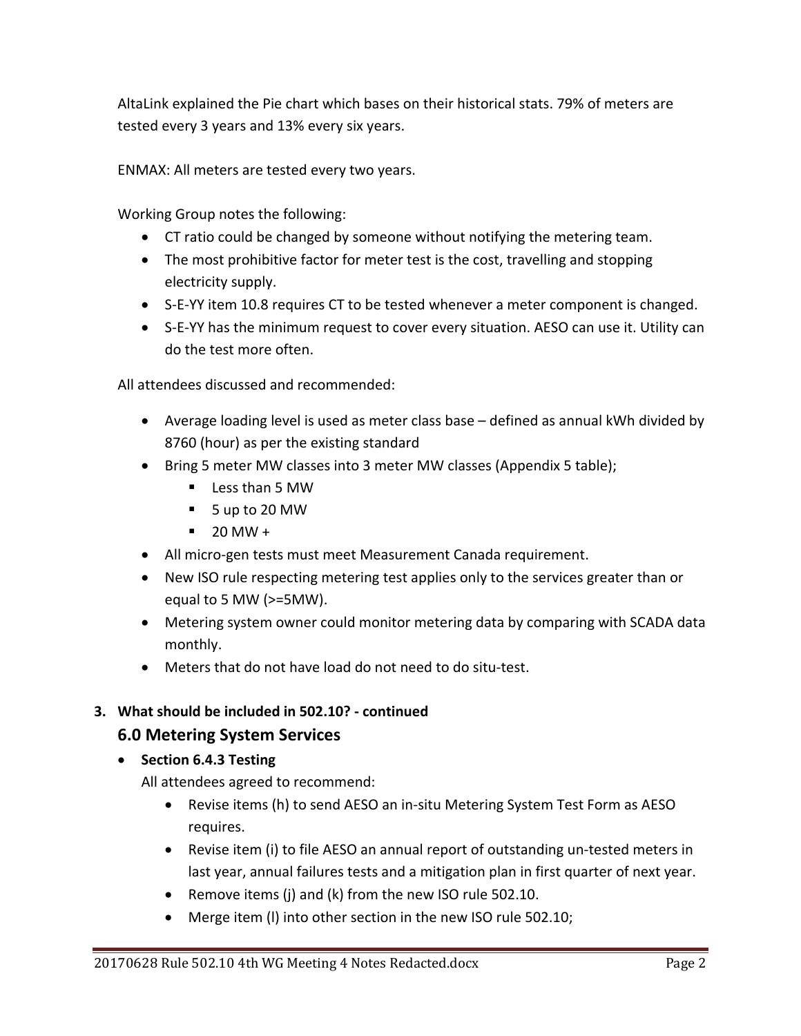AltaLink explained the Pie chart which bases on their historical stats. 79% of meters are tested every 3 years and 13% every six years.

ENMAX: All meters are tested every two years.

Working Group notes the following:

- CT ratio could be changed by someone without notifying the metering team.
- The most prohibitive factor for meter test is the cost, travelling and stopping electricity supply.
- S-E-YY item 10.8 requires CT to be tested whenever a meter component is changed.
- S-E-YY has the minimum request to cover every situation. AESO can use it. Utility can do the test more often.

All attendees discussed and recommended:

- Average loading level is used as meter class base – defined as annual kWh divided by 8760 (hour) as per the existing standard
- Bring 5 meter MW classes into 3 meter MW classes (Appendix 5 table);
  - Less than 5 MW
  - 5 up to 20 MW
  - 20 MW +
- All micro-gen tests must meet Measurement Canada requirement.
- New ISO rule respecting metering test applies only to the services greater than or equal to 5 MW (>=5MW).
- Metering system owner could monitor metering data by comparing with SCADA data monthly.
- Meters that do not have load do not need to do situ-test.

**3. What should be included in 502.10? - continued**

## 6.0 Metering System Services

- **Section 6.4.3 Testing**

  All attendees agreed to recommend:

  - Revise items (h) to send AESO an in-situ Metering System Test Form as AESO requires.
  - Revise item (i) to file AESO an annual report of outstanding un-tested meters in last year, annual failures tests and a mitigation plan in first quarter of next year.
  - Remove items (j) and (k) from the new ISO rule 502.10.
  - Merge item (l) into other section in the new ISO rule 502.10;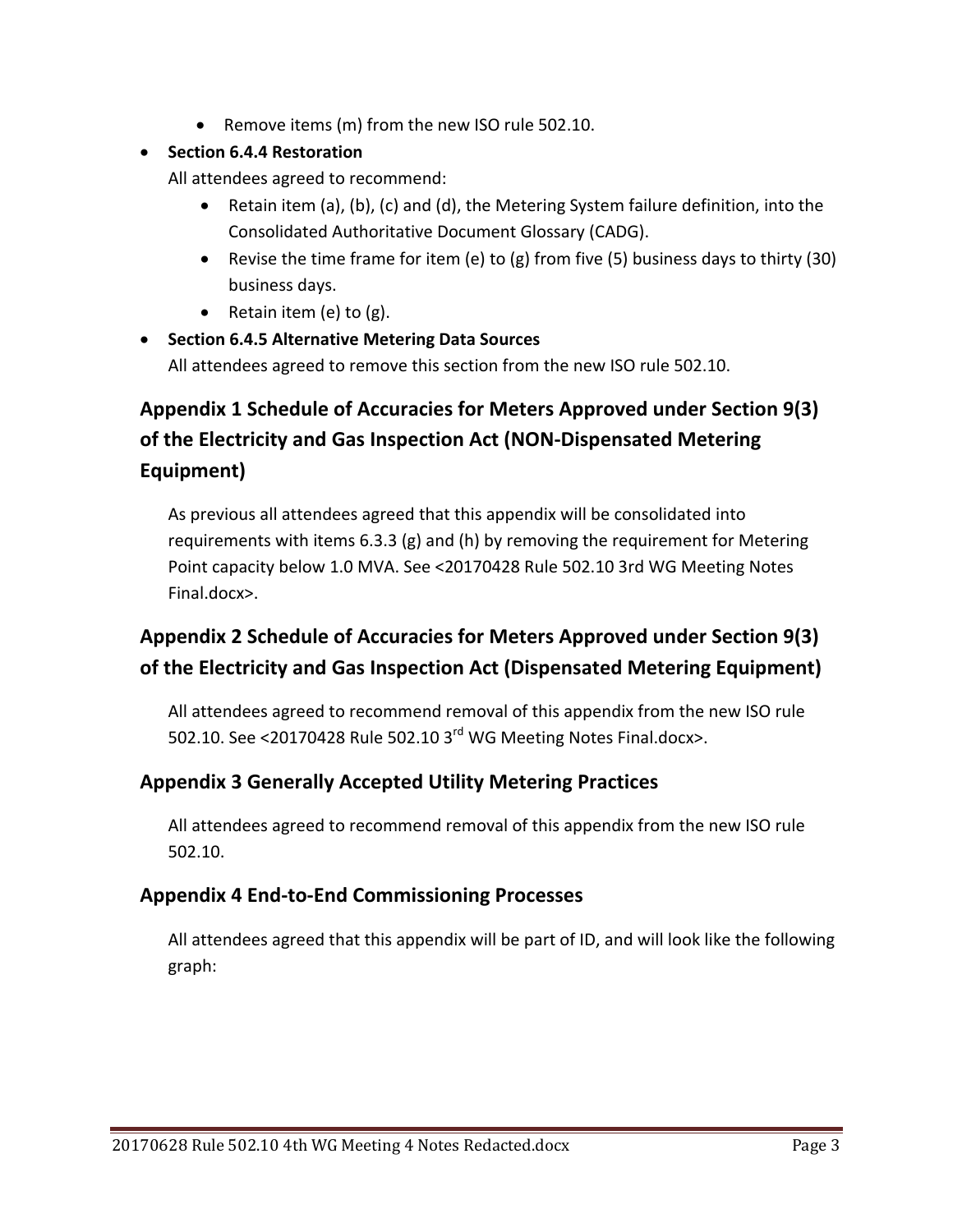- Remove items (m) from the new ISO rule 502.10.

- **Section 6.4.4 Restoration**

  All attendees agreed to recommend:

  - Retain item (a), (b), (c) and (d), the Metering System failure definition, into the Consolidated Authoritative Document Glossary (CADG).
  - Revise the time frame for item (e) to (g) from five (5) business days to thirty (30) business days.
  - Retain item (e) to (g).

- **Section 6.4.5 Alternative Metering Data Sources**

  All attendees agreed to remove this section from the new ISO rule 502.10.

## Appendix 1 Schedule of Accuracies for Meters Approved under Section 9(3) of the Electricity and Gas Inspection Act (NON-Dispensated Metering Equipment)

As previous all attendees agreed that this appendix will be consolidated into requirements with items 6.3.3 (g) and (h) by removing the requirement for Metering Point capacity below 1.0 MVA. See <20170428 Rule 502.10 3rd WG Meeting Notes Final.docx>.

## Appendix 2 Schedule of Accuracies for Meters Approved under Section 9(3) of the Electricity and Gas Inspection Act (Dispensated Metering Equipment)

All attendees agreed to recommend removal of this appendix from the new ISO rule 502.10. See <20170428 Rule 502.10 3rd WG Meeting Notes Final.docx>.

### Appendix 3 Generally Accepted Utility Metering Practices

All attendees agreed to recommend removal of this appendix from the new ISO rule 502.10.

### Appendix 4 End-to-End Commissioning Processes

All attendees agreed that this appendix will be part of ID, and will look like the following graph: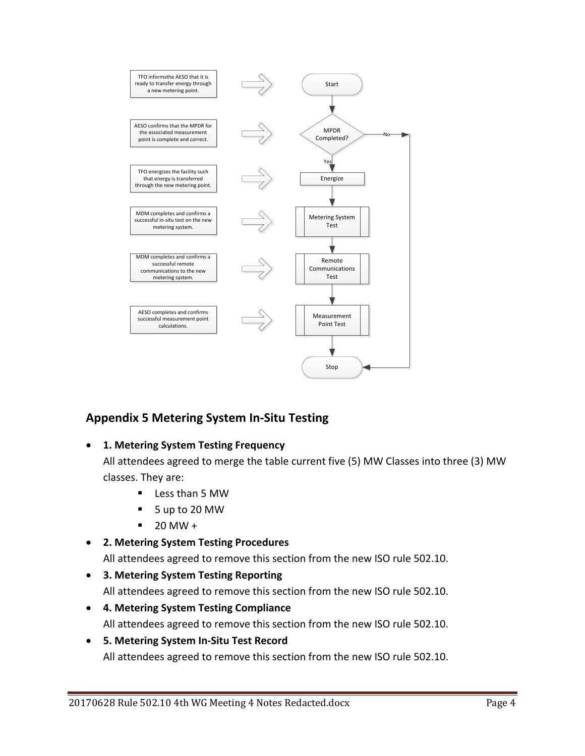TFO informsthe AESO that it is ready to transfer energy through a new metering point. → Start

AESO confirms that the MPDR for the associated measurement point is complete and correct. → MPDR Completed? (No → Stop; Yes → Energize)

TFO energizes the facility such that energy is transferred through the new metering point. → Energize

MDM completes and confirms a successful in-situ test on the new metering system. → Metering System Test

MDM completes and confirms a successful remote communications to the new metering system. → Remote Communications Test

AESO completes and confirms successful measurement point calculations. → Measurement Point Test

Stop

## Appendix 5 Metering System In-Situ Testing

- **1. Metering System Testing Frequency**
  All attendees agreed to merge the table current five (5) MW Classes into three (3) MW classes. They are:
  - Less than 5 MW
  - 5 up to 20 MW
  - 20 MW +
- **2. Metering System Testing Procedures**
  All attendees agreed to remove this section from the new ISO rule 502.10.
- **3. Metering System Testing Reporting**
  All attendees agreed to remove this section from the new ISO rule 502.10.
- **4. Metering System Testing Compliance**
  All attendees agreed to remove this section from the new ISO rule 502.10.
- **5. Metering System In-Situ Test Record**
  All attendees agreed to remove this section from the new ISO rule 502.10.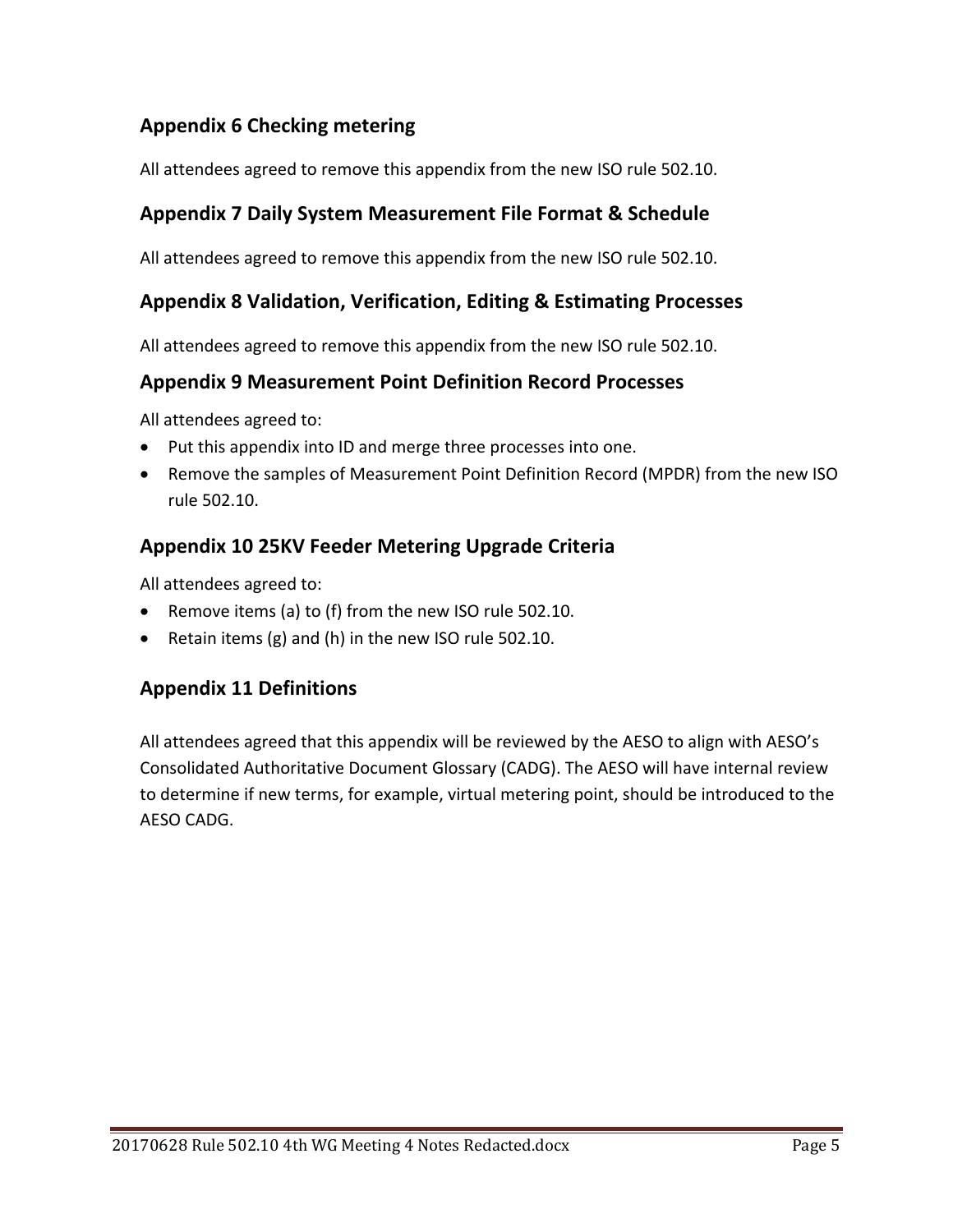## Appendix 6 Checking metering

All attendees agreed to remove this appendix from the new ISO rule 502.10.

## Appendix 7 Daily System Measurement File Format & Schedule

All attendees agreed to remove this appendix from the new ISO rule 502.10.

## Appendix 8 Validation, Verification, Editing & Estimating Processes

All attendees agreed to remove this appendix from the new ISO rule 502.10.

## Appendix 9 Measurement Point Definition Record Processes

All attendees agreed to:

- Put this appendix into ID and merge three processes into one.
- Remove the samples of Measurement Point Definition Record (MPDR) from the new ISO rule 502.10.

## Appendix 10 25KV Feeder Metering Upgrade Criteria

All attendees agreed to:

- Remove items (a) to (f) from the new ISO rule 502.10.
- Retain items (g) and (h) in the new ISO rule 502.10.

## Appendix 11 Definitions

All attendees agreed that this appendix will be reviewed by the AESO to align with AESO's Consolidated Authoritative Document Glossary (CADG). The AESO will have internal review to determine if new terms, for example, virtual metering point, should be introduced to the AESO CADG.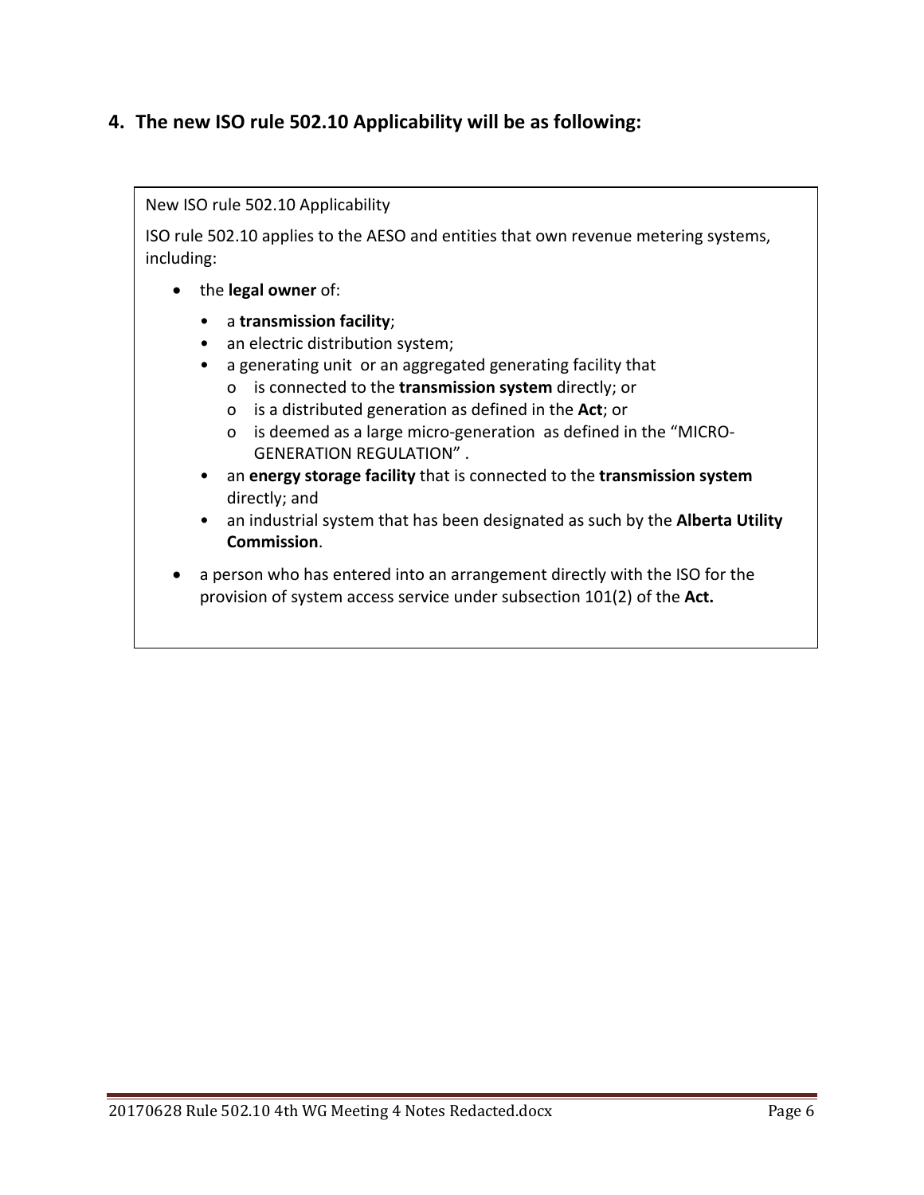## 4. The new ISO rule 502.10 Applicability will be as following:

New ISO rule 502.10 Applicability

ISO rule 502.10 applies to the AESO and entities that own revenue metering systems, including:

- the **legal owner** of:
  - a **transmission facility**;
  - an electric distribution system;
  - a generating unit or an aggregated generating facility that
    - is connected to the **transmission system** directly; or
    - is a distributed generation as defined in the **Act**; or
    - is deemed as a large micro-generation as defined in the "MICRO-GENERATION REGULATION" .
  - an **energy storage facility** that is connected to the **transmission system** directly; and
  - an industrial system that has been designated as such by the **Alberta Utility Commission**.
- a person who has entered into an arrangement directly with the ISO for the provision of system access service under subsection 101(2) of the **Act.**